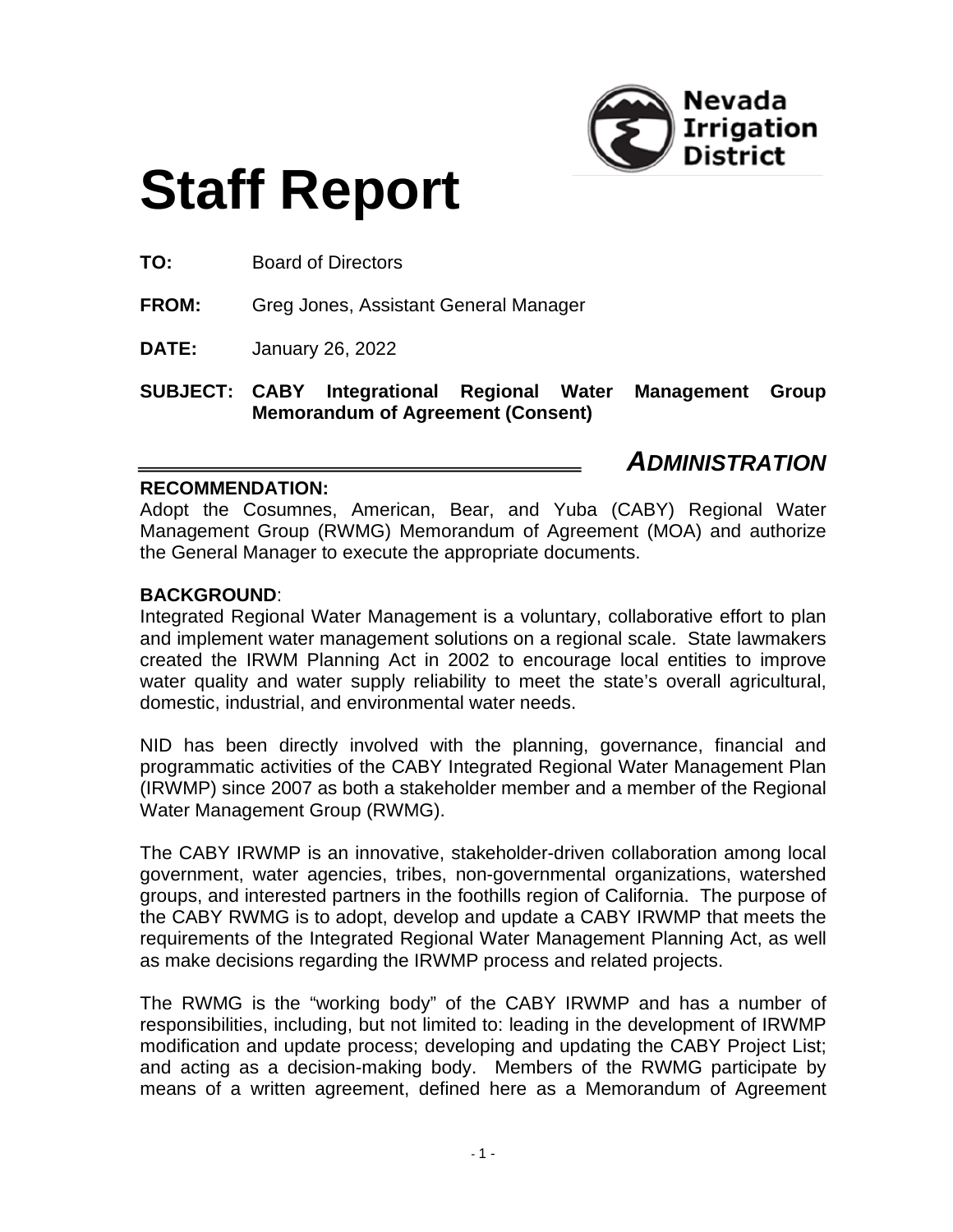# Staff Report

**TO:** Board of Directors

**FROM:** Greg Jones, Assistant General Manager

**DATE:** January 26, 2022

**SUBJECT: CABY Integrational Regional Water Management Group Memorandum of Agreement (Consent)**

## *ADMINISTRATION*

**RECOMMENDATION:**
Adopt the Cosumnes, American, Bear, and Yuba (CABY) Regional Water Management Group (RWMG) Memorandum of Agreement (MOA) and authorize the General Manager to execute the appropriate documents.

**BACKGROUND**:
Integrated Regional Water Management is a voluntary, collaborative effort to plan and implement water management solutions on a regional scale. State lawmakers created the IRWM Planning Act in 2002 to encourage local entities to improve water quality and water supply reliability to meet the state's overall agricultural, domestic, industrial, and environmental water needs.

NID has been directly involved with the planning, governance, financial and programmatic activities of the CABY Integrated Regional Water Management Plan (IRWMP) since 2007 as both a stakeholder member and a member of the Regional Water Management Group (RWMG).

The CABY IRWMP is an innovative, stakeholder-driven collaboration among local government, water agencies, tribes, non-governmental organizations, watershed groups, and interested partners in the foothills region of California. The purpose of the CABY RWMG is to adopt, develop and update a CABY IRWMP that meets the requirements of the Integrated Regional Water Management Planning Act, as well as make decisions regarding the IRWMP process and related projects.

The RWMG is the "working body" of the CABY IRWMP and has a number of responsibilities, including, but not limited to: leading in the development of IRWMP modification and update process; developing and updating the CABY Project List; and acting as a decision-making body. Members of the RWMG participate by means of a written agreement, defined here as a Memorandum of Agreement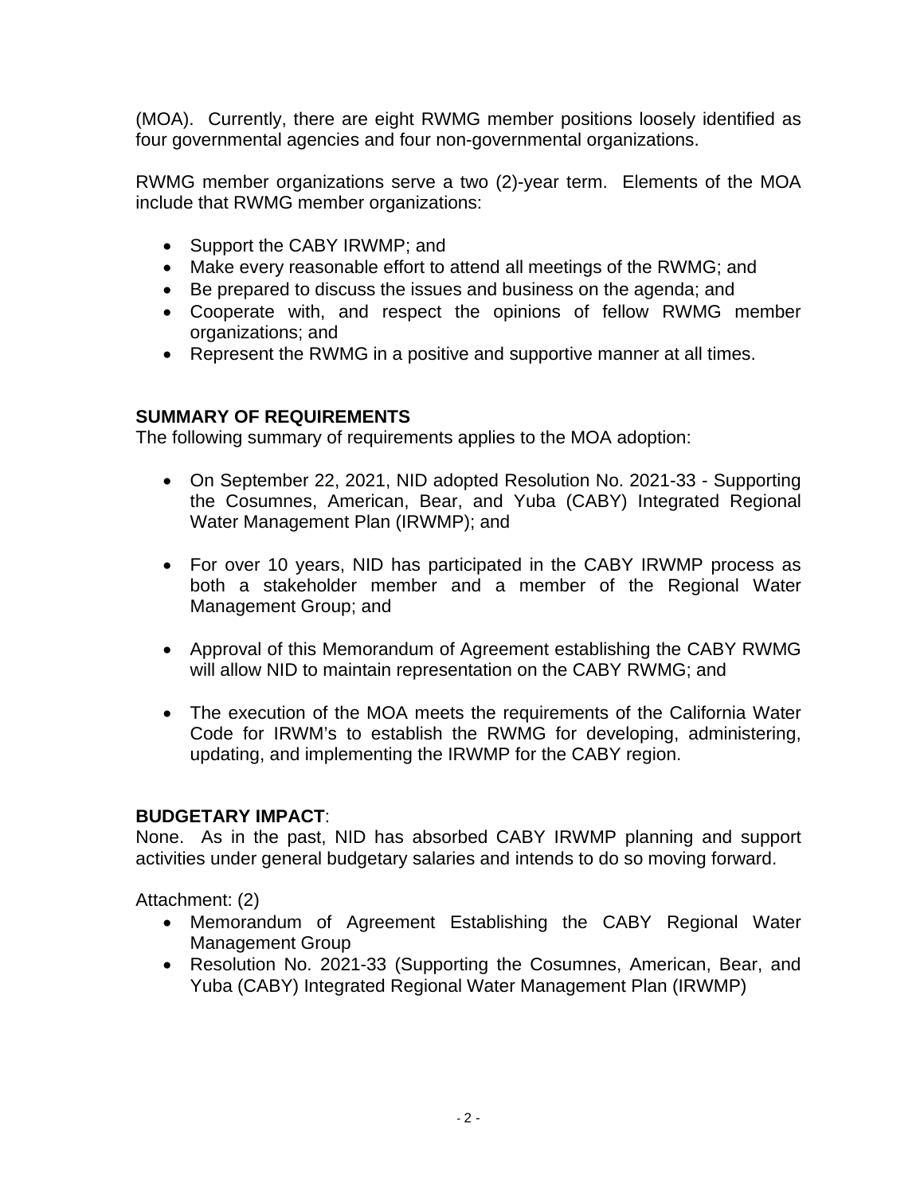(MOA). Currently, there are eight RWMG member positions loosely identified as four governmental agencies and four non-governmental organizations.

RWMG member organizations serve a two (2)-year term. Elements of the MOA include that RWMG member organizations:

- Support the CABY IRWMP; and
- Make every reasonable effort to attend all meetings of the RWMG; and
- Be prepared to discuss the issues and business on the agenda; and
- Cooperate with, and respect the opinions of fellow RWMG member organizations; and
- Represent the RWMG in a positive and supportive manner at all times.

**SUMMARY OF REQUIREMENTS**

The following summary of requirements applies to the MOA adoption:

- On September 22, 2021, NID adopted Resolution No. 2021-33 - Supporting the Cosumnes, American, Bear, and Yuba (CABY) Integrated Regional Water Management Plan (IRWMP); and

- For over 10 years, NID has participated in the CABY IRWMP process as both a stakeholder member and a member of the Regional Water Management Group; and

- Approval of this Memorandum of Agreement establishing the CABY RWMG will allow NID to maintain representation on the CABY RWMG; and

- The execution of the MOA meets the requirements of the California Water Code for IRWM's to establish the RWMG for developing, administering, updating, and implementing the IRWMP for the CABY region.

**BUDGETARY IMPACT**:

None. As in the past, NID has absorbed CABY IRWMP planning and support activities under general budgetary salaries and intends to do so moving forward.

Attachment: (2)

- Memorandum of Agreement Establishing the CABY Regional Water Management Group
- Resolution No. 2021-33 (Supporting the Cosumnes, American, Bear, and Yuba (CABY) Integrated Regional Water Management Plan (IRWMP)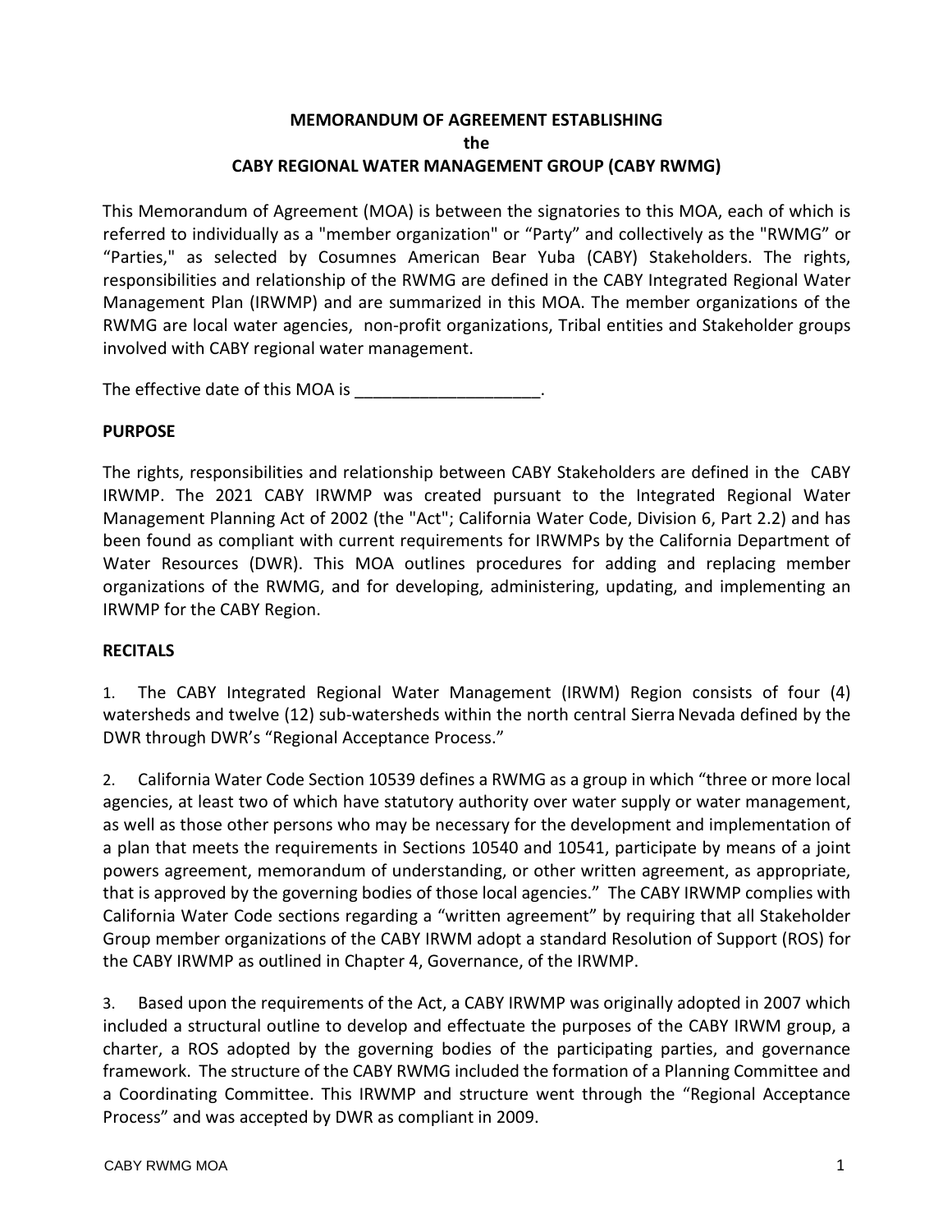**MEMORANDUM OF AGREEMENT ESTABLISHING**
**the**
**CABY REGIONAL WATER MANAGEMENT GROUP (CABY RWMG)**

This Memorandum of Agreement (MOA) is between the signatories to this MOA, each of which is referred to individually as a "member organization" or "Party" and collectively as the "RWMG" or "Parties," as selected by Cosumnes American Bear Yuba (CABY) Stakeholders. The rights, responsibilities and relationship of the RWMG are defined in the CABY Integrated Regional Water Management Plan (IRWMP) and are summarized in this MOA. The member organizations of the RWMG are local water agencies, non-profit organizations, Tribal entities and Stakeholder groups involved with CABY regional water management.

The effective date of this MOA is ____________________.

**PURPOSE**

The rights, responsibilities and relationship between CABY Stakeholders are defined in the CABY IRWMP. The 2021 CABY IRWMP was created pursuant to the Integrated Regional Water Management Planning Act of 2002 (the "Act"; California Water Code, Division 6, Part 2.2) and has been found as compliant with current requirements for IRWMPs by the California Department of Water Resources (DWR). This MOA outlines procedures for adding and replacing member organizations of the RWMG, and for developing, administering, updating, and implementing an IRWMP for the CABY Region.

**RECITALS**

1. The CABY Integrated Regional Water Management (IRWM) Region consists of four (4) watersheds and twelve (12) sub-watersheds within the north central Sierra Nevada defined by the DWR through DWR's "Regional Acceptance Process."

2. California Water Code Section 10539 defines a RWMG as a group in which "three or more local agencies, at least two of which have statutory authority over water supply or water management, as well as those other persons who may be necessary for the development and implementation of a plan that meets the requirements in Sections 10540 and 10541, participate by means of a joint powers agreement, memorandum of understanding, or other written agreement, as appropriate, that is approved by the governing bodies of those local agencies." The CABY IRWMP complies with California Water Code sections regarding a "written agreement" by requiring that all Stakeholder Group member organizations of the CABY IRWM adopt a standard Resolution of Support (ROS) for the CABY IRWMP as outlined in Chapter 4, Governance, of the IRWMP.

3. Based upon the requirements of the Act, a CABY IRWMP was originally adopted in 2007 which included a structural outline to develop and effectuate the purposes of the CABY IRWM group, a charter, a ROS adopted by the governing bodies of the participating parties, and governance framework. The structure of the CABY RWMG included the formation of a Planning Committee and a Coordinating Committee. This IRWMP and structure went through the "Regional Acceptance Process" and was accepted by DWR as compliant in 2009.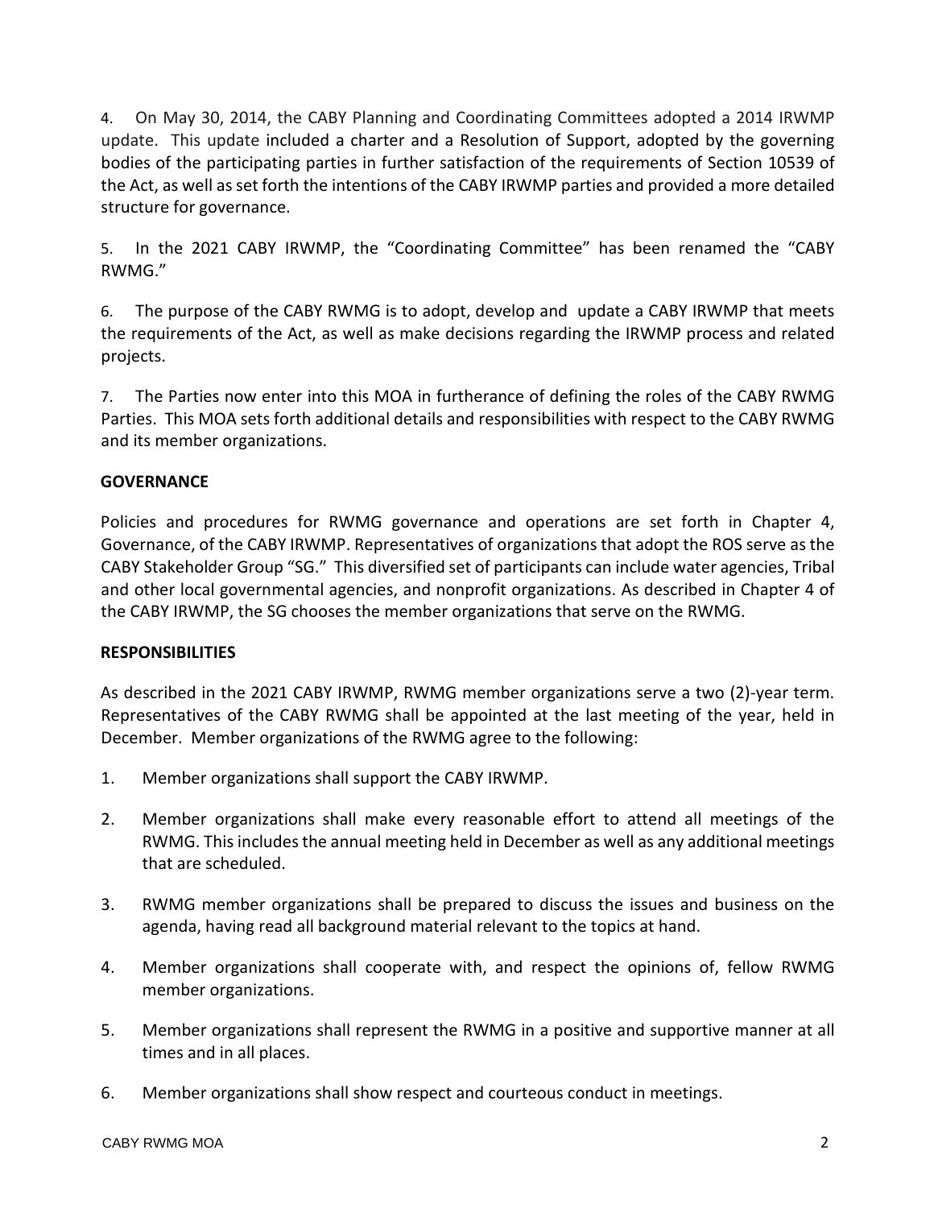4. On May 30, 2014, the CABY Planning and Coordinating Committees adopted a 2014 IRWMP update. This update included a charter and a Resolution of Support, adopted by the governing bodies of the participating parties in further satisfaction of the requirements of Section 10539 of the Act, as well as set forth the intentions of the CABY IRWMP parties and provided a more detailed structure for governance.

5. In the 2021 CABY IRWMP, the "Coordinating Committee" has been renamed the "CABY RWMG."

6. The purpose of the CABY RWMG is to adopt, develop and update a CABY IRWMP that meets the requirements of the Act, as well as make decisions regarding the IRWMP process and related projects.

7. The Parties now enter into this MOA in furtherance of defining the roles of the CABY RWMG Parties. This MOA sets forth additional details and responsibilities with respect to the CABY RWMG and its member organizations.

**GOVERNANCE**

Policies and procedures for RWMG governance and operations are set forth in Chapter 4, Governance, of the CABY IRWMP. Representatives of organizations that adopt the ROS serve as the CABY Stakeholder Group "SG." This diversified set of participants can include water agencies, Tribal and other local governmental agencies, and nonprofit organizations. As described in Chapter 4 of the CABY IRWMP, the SG chooses the member organizations that serve on the RWMG.

**RESPONSIBILITIES**

As described in the 2021 CABY IRWMP, RWMG member organizations serve a two (2)-year term. Representatives of the CABY RWMG shall be appointed at the last meeting of the year, held in December. Member organizations of the RWMG agree to the following:

1. Member organizations shall support the CABY IRWMP.

2. Member organizations shall make every reasonable effort to attend all meetings of the RWMG. This includes the annual meeting held in December as well as any additional meetings that are scheduled.

3. RWMG member organizations shall be prepared to discuss the issues and business on the agenda, having read all background material relevant to the topics at hand.

4. Member organizations shall cooperate with, and respect the opinions of, fellow RWMG member organizations.

5. Member organizations shall represent the RWMG in a positive and supportive manner at all times and in all places.

6. Member organizations shall show respect and courteous conduct in meetings.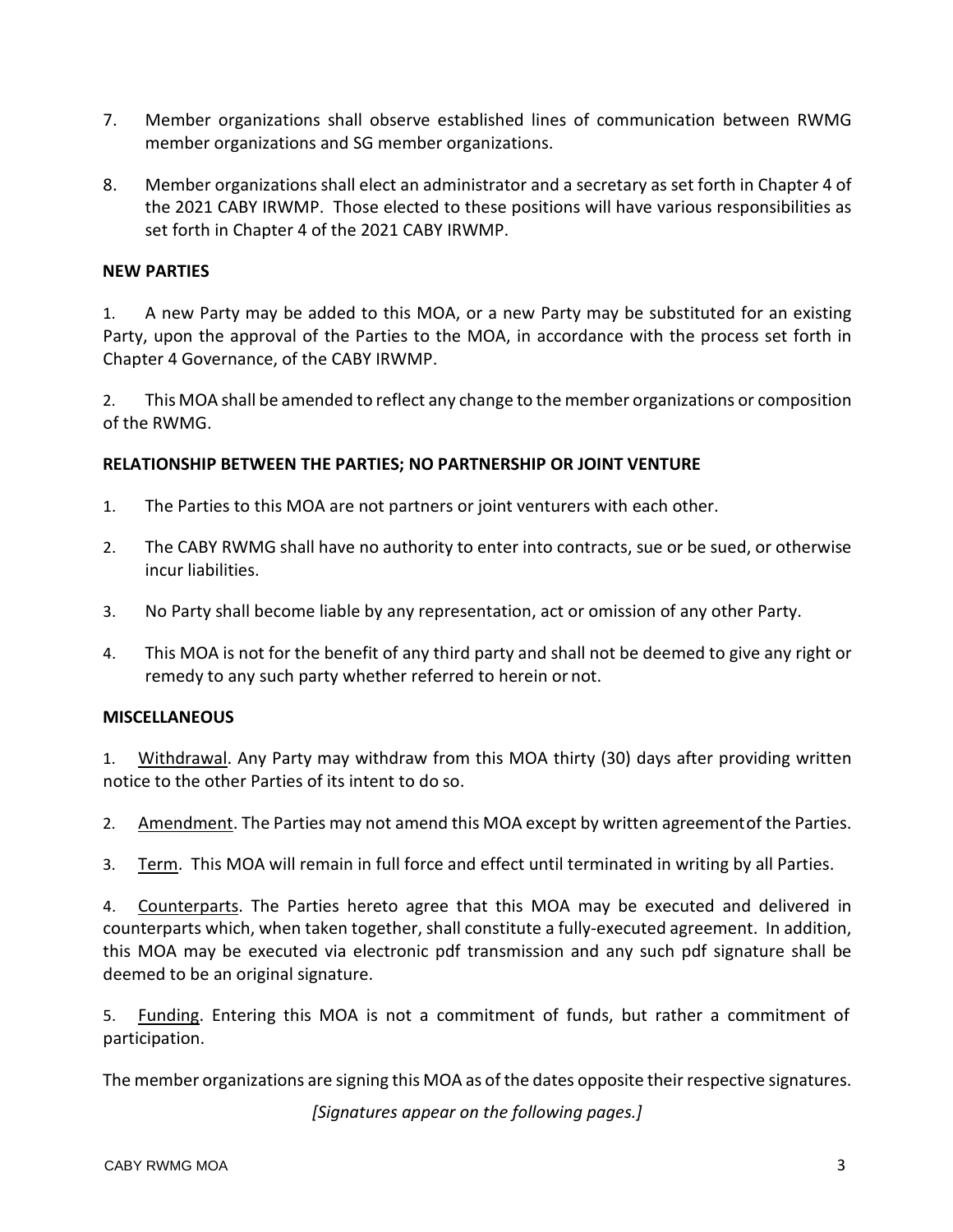7. Member organizations shall observe established lines of communication between RWMG member organizations and SG member organizations.

8. Member organizations shall elect an administrator and a secretary as set forth in Chapter 4 of the 2021 CABY IRWMP. Those elected to these positions will have various responsibilities as set forth in Chapter 4 of the 2021 CABY IRWMP.

**NEW PARTIES**

1. A new Party may be added to this MOA, or a new Party may be substituted for an existing Party, upon the approval of the Parties to the MOA, in accordance with the process set forth in Chapter 4 Governance, of the CABY IRWMP.

2. This MOA shall be amended to reflect any change to the member organizations or composition of the RWMG.

**RELATIONSHIP BETWEEN THE PARTIES; NO PARTNERSHIP OR JOINT VENTURE**

1. The Parties to this MOA are not partners or joint venturers with each other.

2. The CABY RWMG shall have no authority to enter into contracts, sue or be sued, or otherwise incur liabilities.

3. No Party shall become liable by any representation, act or omission of any other Party.

4. This MOA is not for the benefit of any third party and shall not be deemed to give any right or remedy to any such party whether referred to herein or not.

**MISCELLANEOUS**

1. Withdrawal. Any Party may withdraw from this MOA thirty (30) days after providing written notice to the other Parties of its intent to do so.

2. Amendment. The Parties may not amend this MOA except by written agreement of the Parties.

3. Term. This MOA will remain in full force and effect until terminated in writing by all Parties.

4. Counterparts. The Parties hereto agree that this MOA may be executed and delivered in counterparts which, when taken together, shall constitute a fully-executed agreement. In addition, this MOA may be executed via electronic pdf transmission and any such pdf signature shall be deemed to be an original signature.

5. Funding. Entering this MOA is not a commitment of funds, but rather a commitment of participation.

The member organizations are signing this MOA as of the dates opposite their respective signatures.

*[Signatures appear on the following pages.]*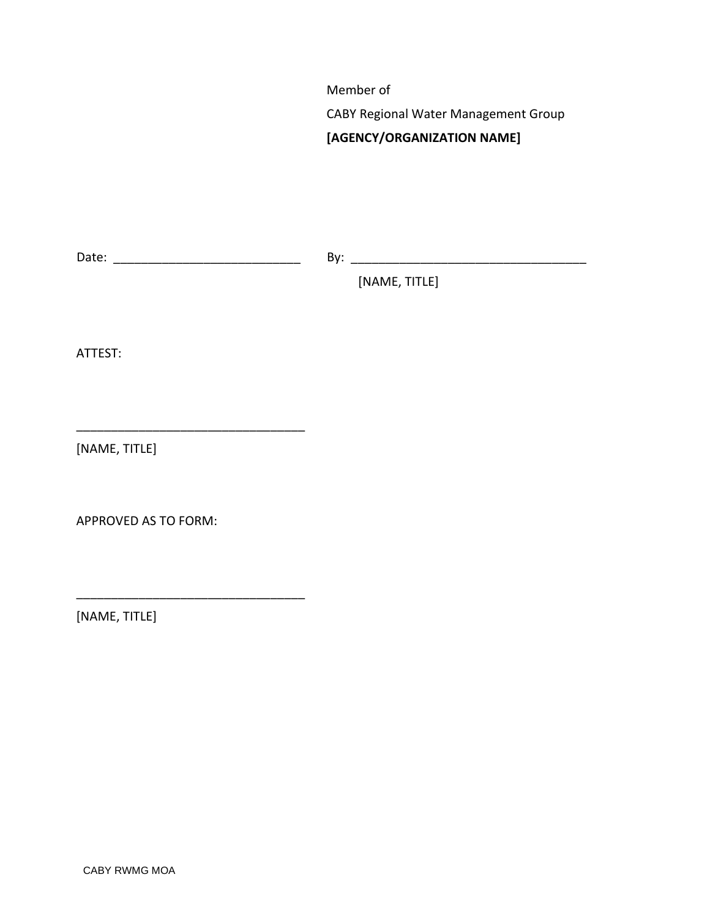Member of

CABY Regional Water Management Group

**[AGENCY/ORGANIZATION NAME]**

Date: ___________________________ By: __________________________________

[NAME, TITLE]

ATTEST:

________________________________

[NAME, TITLE]

APPROVED AS TO FORM:

________________________________

[NAME, TITLE]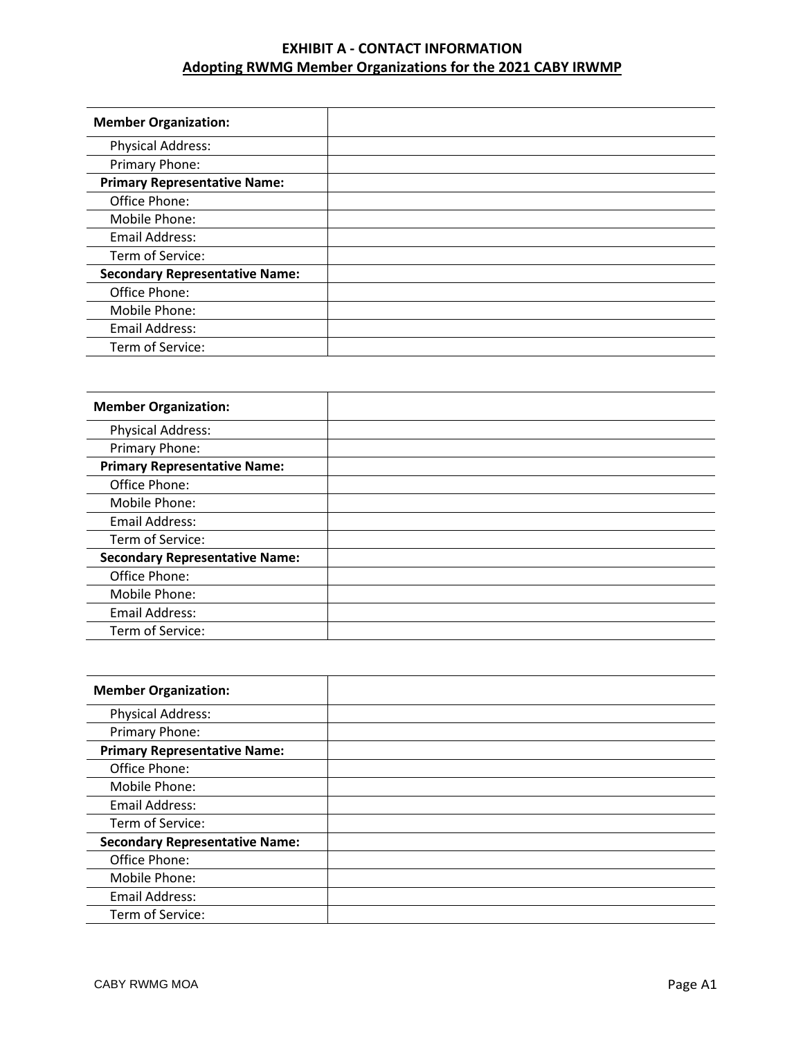# EXHIBIT A - CONTACT INFORMATION

## Adopting RWMG Member Organizations for the 2021 CABY IRWMP

| **Member Organization:** | |
|---|---|
| Physical Address: | |
| Primary Phone: | |
| **Primary Representative Name:** | |
| Office Phone: | |
| Mobile Phone: | |
| Email Address: | |
| Term of Service: | |
| **Secondary Representative Name:** | |
| Office Phone: | |
| Mobile Phone: | |
| Email Address: | |
| Term of Service: | |

| **Member Organization:** | |
|---|---|
| Physical Address: | |
| Primary Phone: | |
| **Primary Representative Name:** | |
| Office Phone: | |
| Mobile Phone: | |
| Email Address: | |
| Term of Service: | |
| **Secondary Representative Name:** | |
| Office Phone: | |
| Mobile Phone: | |
| Email Address: | |
| Term of Service: | |

| **Member Organization:** | |
|---|---|
| Physical Address: | |
| Primary Phone: | |
| **Primary Representative Name:** | |
| Office Phone: | |
| Mobile Phone: | |
| Email Address: | |
| Term of Service: | |
| **Secondary Representative Name:** | |
| Office Phone: | |
| Mobile Phone: | |
| Email Address: | |
| Term of Service: | |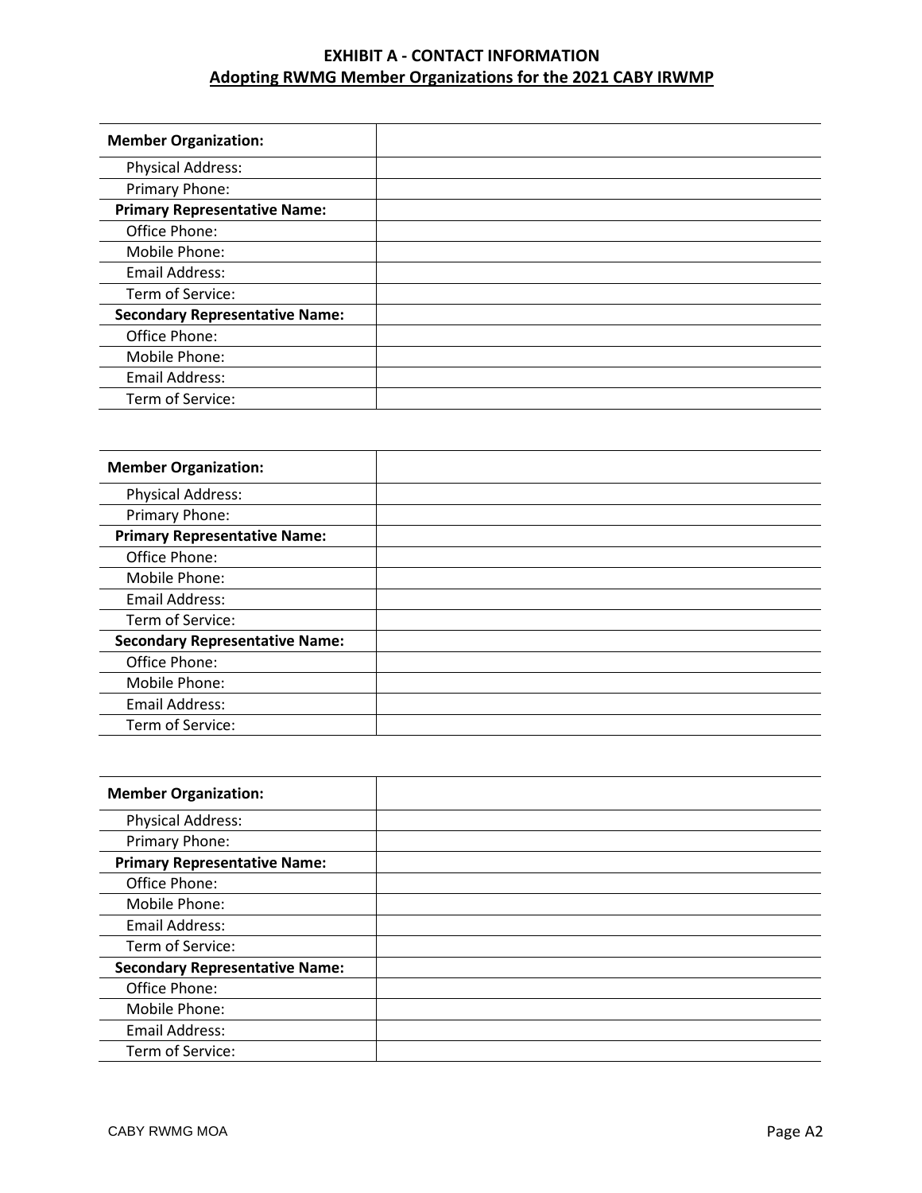**EXHIBIT A - CONTACT INFORMATION**

**Adopting RWMG Member Organizations for the 2021 CABY IRWMP**

| **Member Organization:** | |
|---|---|
| Physical Address: | |
| Primary Phone: | |
| **Primary Representative Name:** | |
| Office Phone: | |
| Mobile Phone: | |
| Email Address: | |
| Term of Service: | |
| **Secondary Representative Name:** | |
| Office Phone: | |
| Mobile Phone: | |
| Email Address: | |
| Term of Service: | |

| **Member Organization:** | |
|---|---|
| Physical Address: | |
| Primary Phone: | |
| **Primary Representative Name:** | |
| Office Phone: | |
| Mobile Phone: | |
| Email Address: | |
| Term of Service: | |
| **Secondary Representative Name:** | |
| Office Phone: | |
| Mobile Phone: | |
| Email Address: | |
| Term of Service: | |

| **Member Organization:** | |
|---|---|
| Physical Address: | |
| Primary Phone: | |
| **Primary Representative Name:** | |
| Office Phone: | |
| Mobile Phone: | |
| Email Address: | |
| Term of Service: | |
| **Secondary Representative Name:** | |
| Office Phone: | |
| Mobile Phone: | |
| Email Address: | |
| Term of Service: | |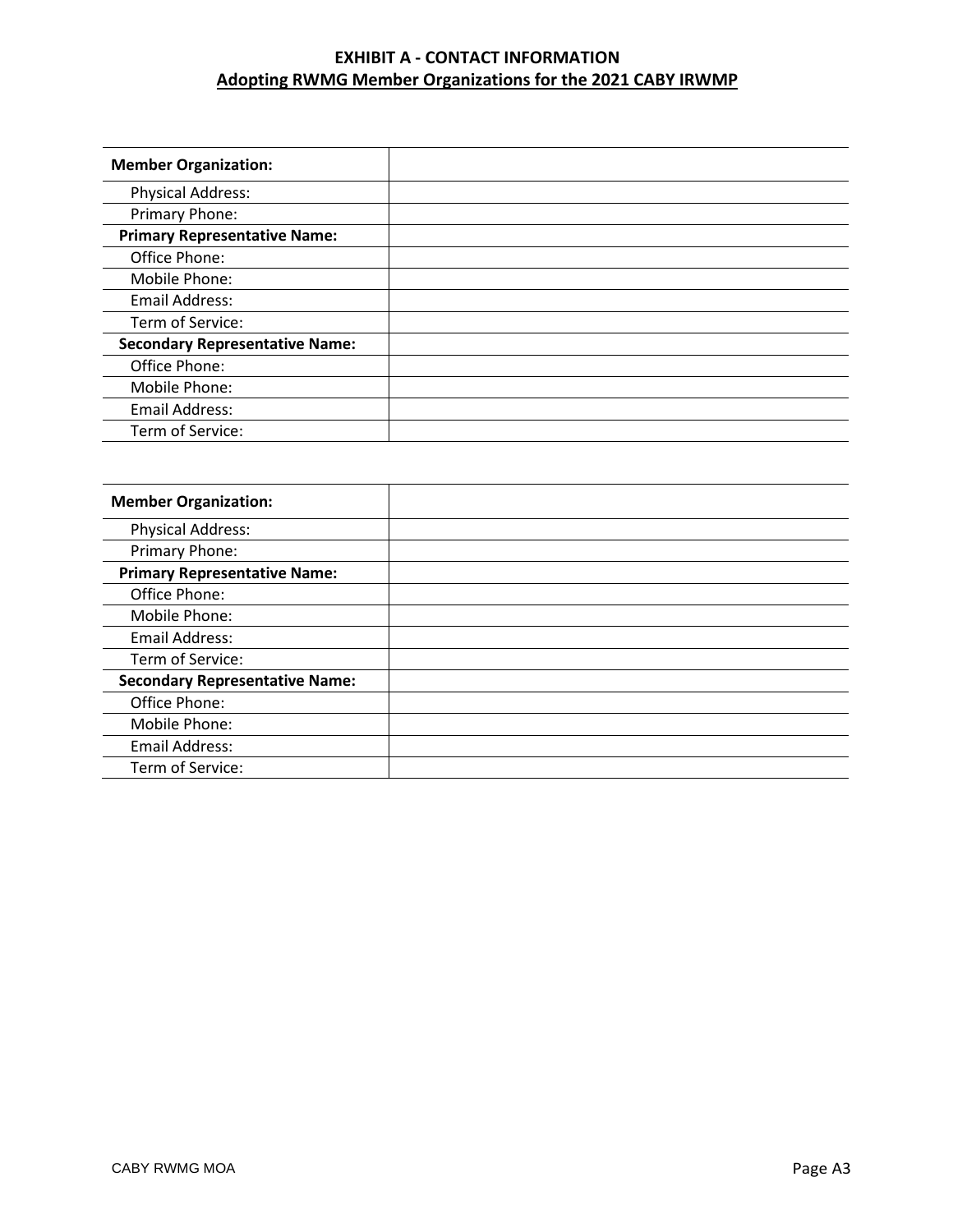**EXHIBIT A - CONTACT INFORMATION**

**Adopting RWMG Member Organizations for the 2021 CABY IRWMP**

| **Member Organization:** | |
|---|---|
| Physical Address: | |
| Primary Phone: | |
| **Primary Representative Name:** | |
| Office Phone: | |
| Mobile Phone: | |
| Email Address: | |
| Term of Service: | |
| **Secondary Representative Name:** | |
| Office Phone: | |
| Mobile Phone: | |
| Email Address: | |
| Term of Service: | |

| **Member Organization:** | |
|---|---|
| Physical Address: | |
| Primary Phone: | |
| **Primary Representative Name:** | |
| Office Phone: | |
| Mobile Phone: | |
| Email Address: | |
| Term of Service: | |
| **Secondary Representative Name:** | |
| Office Phone: | |
| Mobile Phone: | |
| Email Address: | |
| Term of Service: | |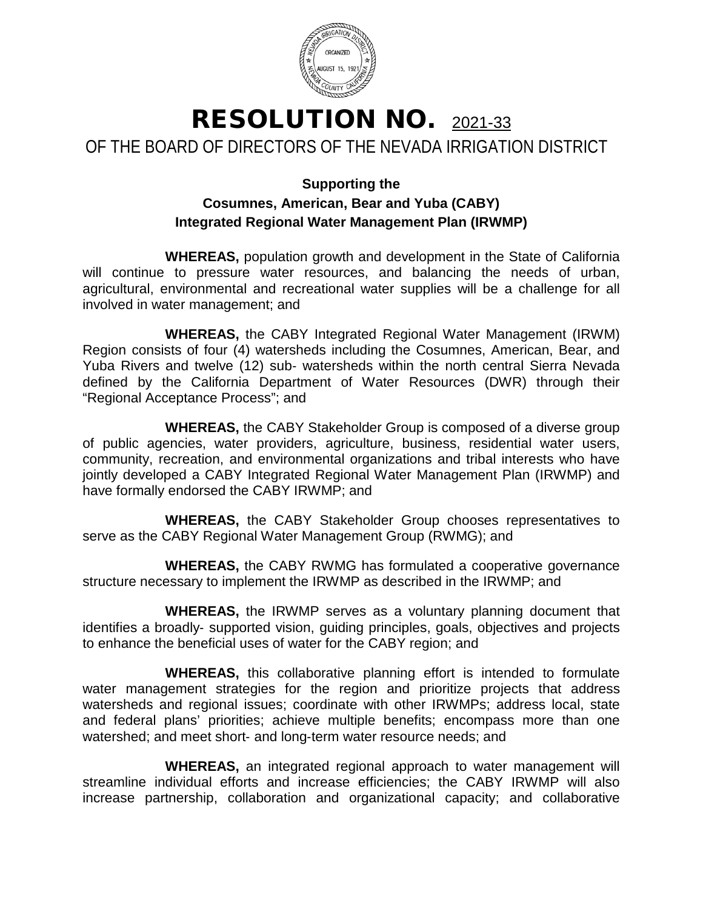# RESOLUTION NO. 2021-33

## OF THE BOARD OF DIRECTORS OF THE NEVADA IRRIGATION DISTRICT

### Supporting the Cosumnes, American, Bear and Yuba (CABY) Integrated Regional Water Management Plan (IRWMP)

**WHEREAS,** population growth and development in the State of California will continue to pressure water resources, and balancing the needs of urban, agricultural, environmental and recreational water supplies will be a challenge for all involved in water management; and

**WHEREAS,** the CABY Integrated Regional Water Management (IRWM) Region consists of four (4) watersheds including the Cosumnes, American, Bear, and Yuba Rivers and twelve (12) sub- watersheds within the north central Sierra Nevada defined by the California Department of Water Resources (DWR) through their "Regional Acceptance Process"; and

**WHEREAS,** the CABY Stakeholder Group is composed of a diverse group of public agencies, water providers, agriculture, business, residential water users, community, recreation, and environmental organizations and tribal interests who have jointly developed a CABY Integrated Regional Water Management Plan (IRWMP) and have formally endorsed the CABY IRWMP; and

**WHEREAS,** the CABY Stakeholder Group chooses representatives to serve as the CABY Regional Water Management Group (RWMG); and

**WHEREAS,** the CABY RWMG has formulated a cooperative governance structure necessary to implement the IRWMP as described in the IRWMP; and

**WHEREAS,** the IRWMP serves as a voluntary planning document that identifies a broadly- supported vision, guiding principles, goals, objectives and projects to enhance the beneficial uses of water for the CABY region; and

**WHEREAS,** this collaborative planning effort is intended to formulate water management strategies for the region and prioritize projects that address watersheds and regional issues; coordinate with other IRWMPs; address local, state and federal plans' priorities; achieve multiple benefits; encompass more than one watershed; and meet short- and long-term water resource needs; and

**WHEREAS,** an integrated regional approach to water management will streamline individual efforts and increase efficiencies; the CABY IRWMP will also increase partnership, collaboration and organizational capacity; and collaborative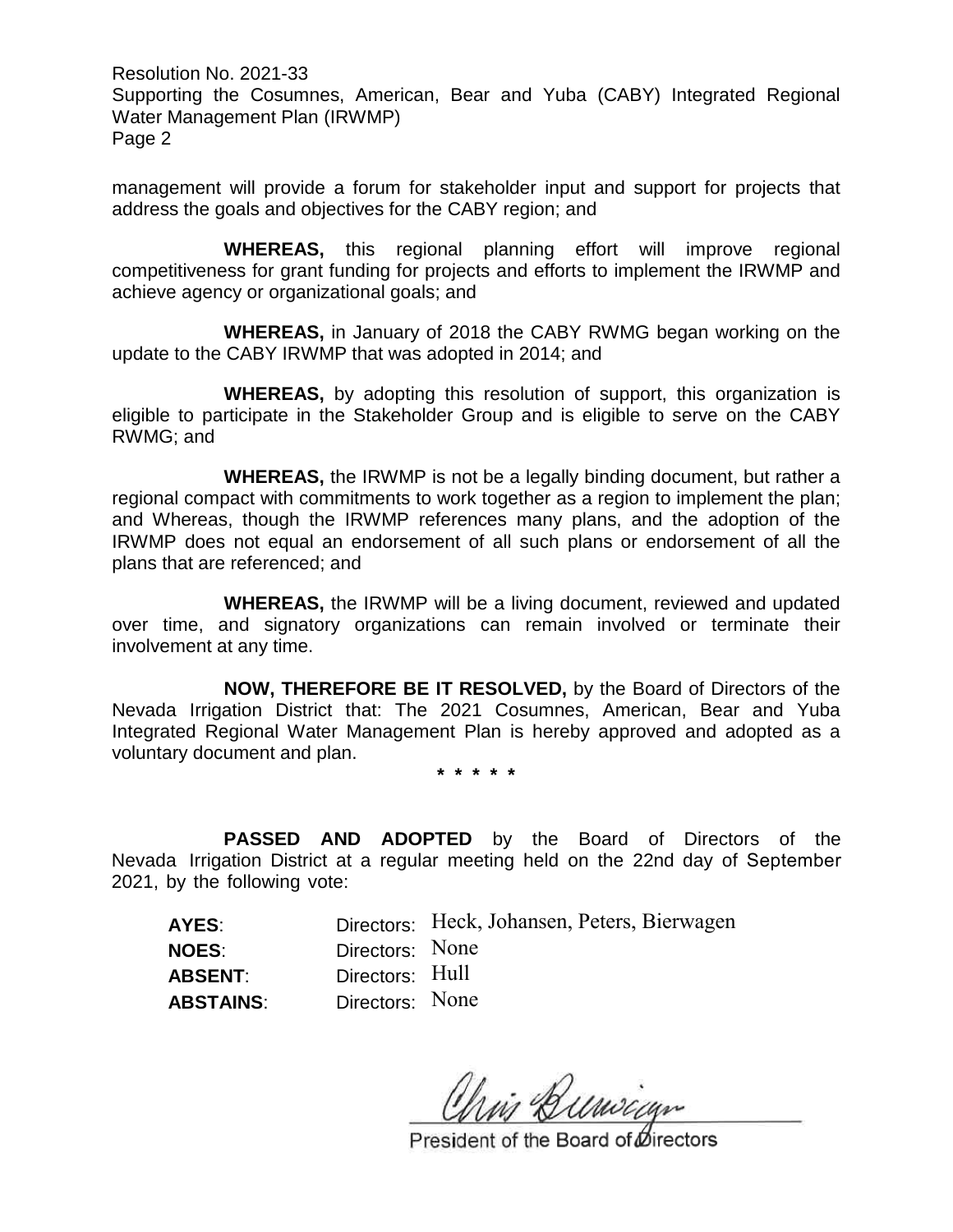management will provide a forum for stakeholder input and support for projects that address the goals and objectives for the CABY region; and

**WHEREAS,** this regional planning effort will improve regional competitiveness for grant funding for projects and efforts to implement the IRWMP and achieve agency or organizational goals; and

**WHEREAS,** in January of 2018 the CABY RWMG began working on the update to the CABY IRWMP that was adopted in 2014; and

**WHEREAS,** by adopting this resolution of support, this organization is eligible to participate in the Stakeholder Group and is eligible to serve on the CABY RWMG; and

**WHEREAS,** the IRWMP is not be a legally binding document, but rather a regional compact with commitments to work together as a region to implement the plan; and Whereas, though the IRWMP references many plans, and the adoption of the IRWMP does not equal an endorsement of all such plans or endorsement of all the plans that are referenced; and

**WHEREAS,** the IRWMP will be a living document, reviewed and updated over time, and signatory organizations can remain involved or terminate their involvement at any time.

**NOW, THEREFORE BE IT RESOLVED,** by the Board of Directors of the Nevada Irrigation District that: The 2021 Cosumnes, American, Bear and Yuba Integrated Regional Water Management Plan is hereby approved and adopted as a voluntary document and plan.

* * * * *

**PASSED AND ADOPTED** by the Board of Directors of the Nevada Irrigation District at a regular meeting held on the 22nd day of September 2021, by the following vote:

| | | |
|---|---|---|
| **AYES**: | Directors: | Heck, Johansen, Peters, Bierwagen |
| **NOES**: | Directors: | None |
| **ABSENT**: | Directors: | Hull |
| **ABSTAINS**: | Directors: | None |

Chris Bierwagen

President of the Board of Directors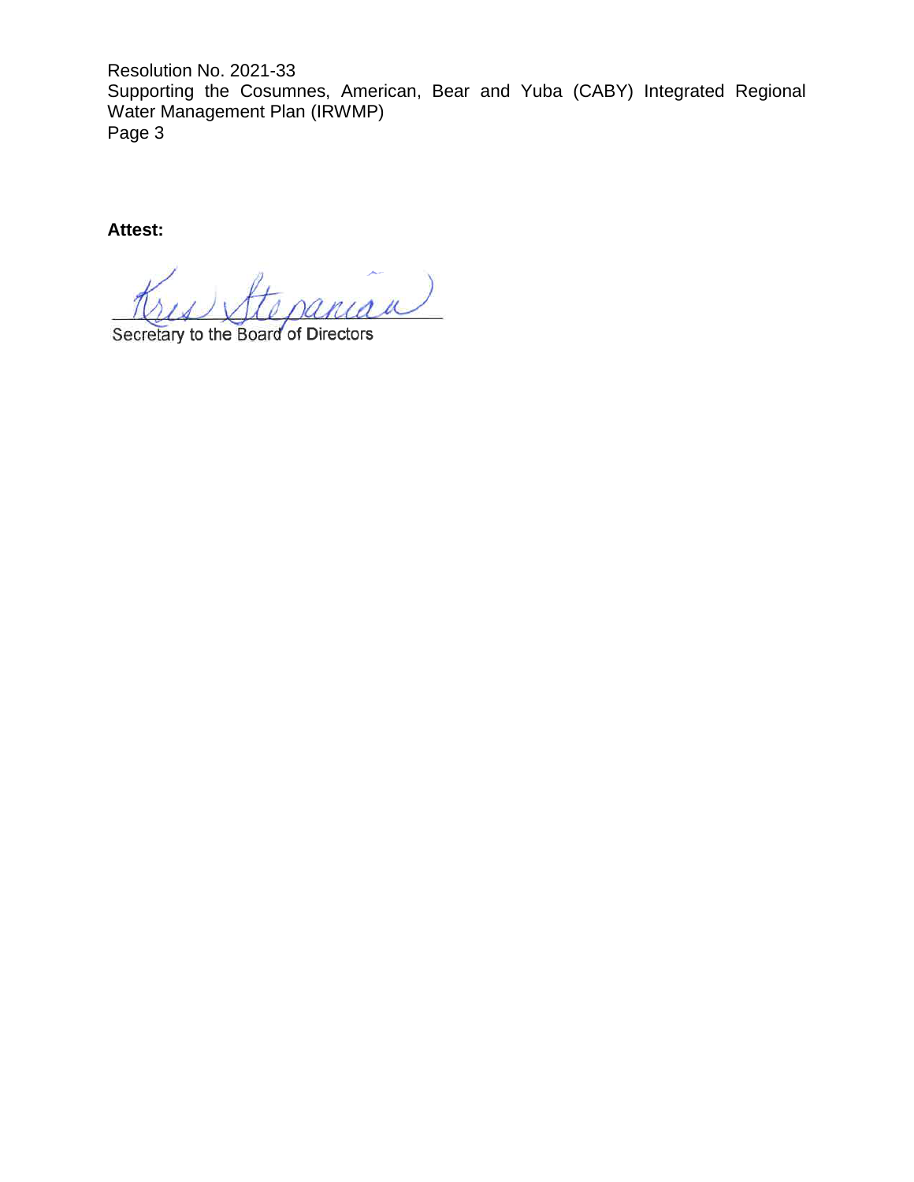**Attest:**

Kris Stepanian

Secretary to the Board of Directors